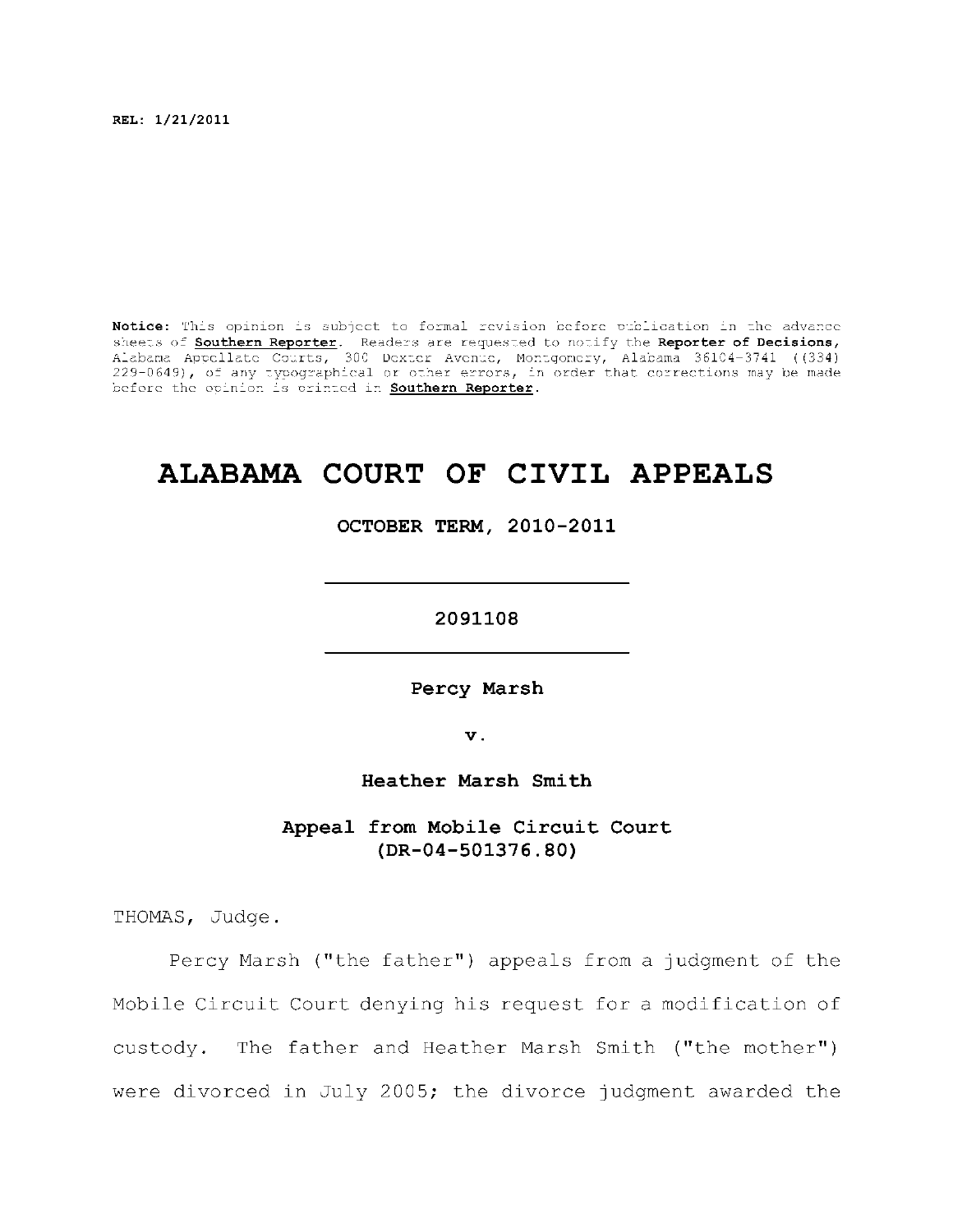REL: 1/21/2011

**Notice:** This opinion is subject to formal revision before publication in the advance sheets of **Southern Reporter**. Readers are requested to notify the **Reporter of Decisions**, Alabama Appellate Courts, 300 Dexter Avenue, Montgomery, Alabama 36104-3741 ((334) 229-0649), of any typographical or other errors, in order that corrections may be made before the opinion is printed in **Southern Reporter**.

# ALABAMA COURT OF CIVIL APPEALS

**OCTOBER TERM, 2010-2011**

---

**2091108**

---

**Percy Marsh**

**v.**

**Heather Marsh Smith**

**Appeal from Mobile Circuit Court (DR-04-501376.80)**

THOMAS, Judge.

Percy Marsh ("the father") appeals from a judgment of the Mobile Circuit Court denying his request for a modification of custody. The father and Heather Marsh Smith ("the mother") were divorced in July 2005; the divorce judgment awarded the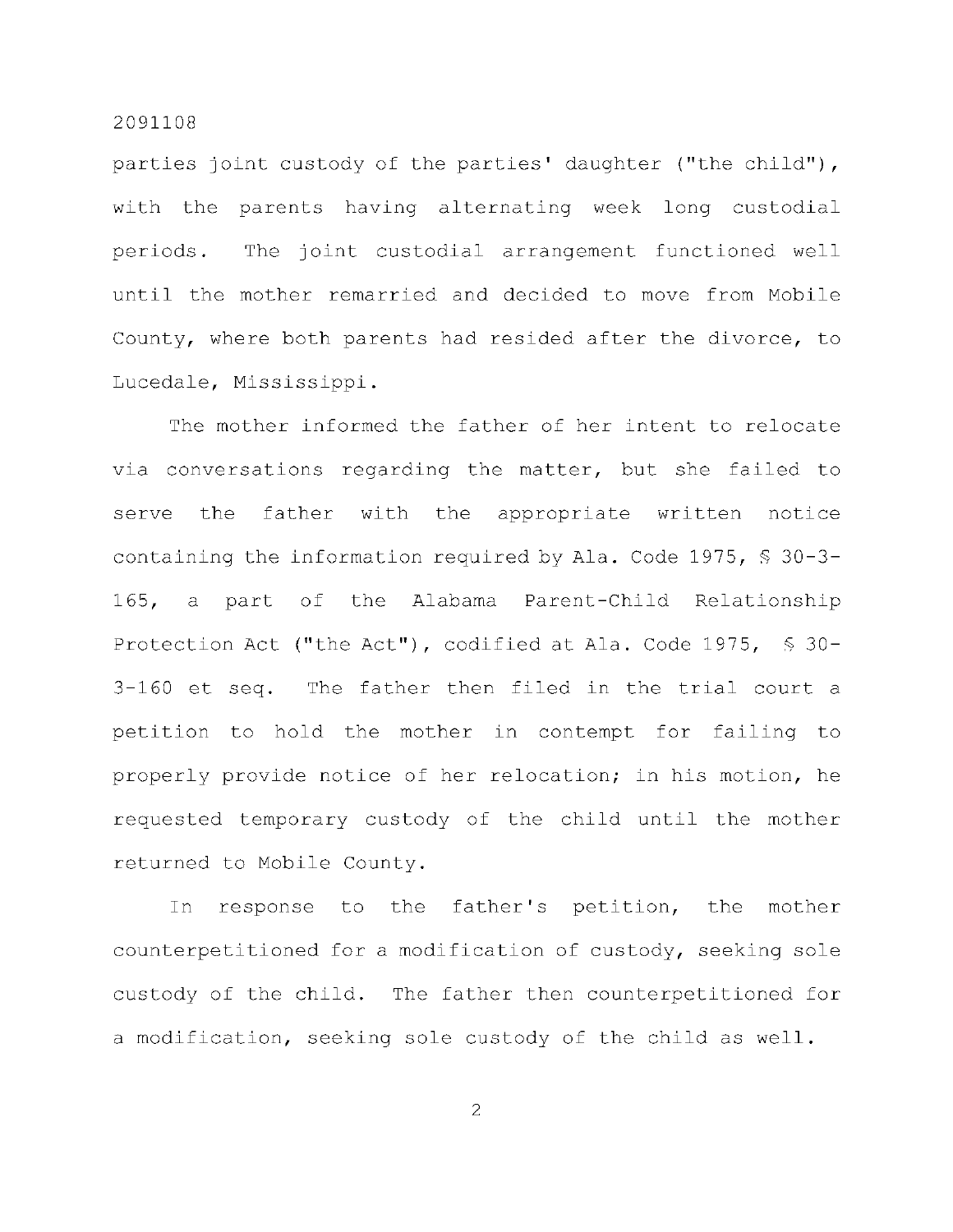parties joint custody of the parties' daughter ("the child"), with the parents having alternating week long custodial periods. The joint custodial arrangement functioned well until the mother remarried and decided to move from Mobile County, where both parents had resided after the divorce, to Lucedale, Mississippi.

The mother informed the father of her intent to relocate via conversations regarding the matter, but she failed to serve the father with the appropriate written notice containing the information required by Ala. Code 1975, § 30-3-165, a part of the Alabama Parent-Child Relationship Protection Act ("the Act"), codified at Ala. Code 1975, § 30-3-160 et seq. The father then filed in the trial court a petition to hold the mother in contempt for failing to properly provide notice of her relocation; in his motion, he requested temporary custody of the child until the mother returned to Mobile County.

In response to the father's petition, the mother counterpetitioned for a modification of custody, seeking sole custody of the child. The father then counterpetitioned for a modification, seeking sole custody of the child as well.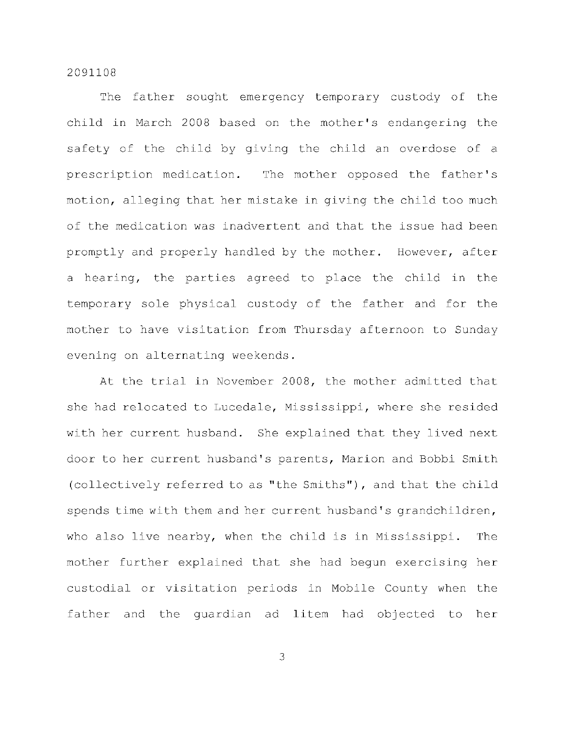The father sought emergency temporary custody of the child in March 2008 based on the mother's endangering the safety of the child by giving the child an overdose of a prescription medication. The mother opposed the father's motion, alleging that her mistake in giving the child too much of the medication was inadvertent and that the issue had been promptly and properly handled by the mother. However, after a hearing, the parties agreed to place the child in the temporary sole physical custody of the father and for the mother to have visitation from Thursday afternoon to Sunday evening on alternating weekends.

At the trial in November 2008, the mother admitted that she had relocated to Lucedale, Mississippi, where she resided with her current husband. She explained that they lived next door to her current husband's parents, Marion and Bobbi Smith (collectively referred to as "the Smiths"), and that the child spends time with them and her current husband's grandchildren, who also live nearby, when the child is in Mississippi. The mother further explained that she had begun exercising her custodial or visitation periods in Mobile County when the father and the guardian ad litem had objected to her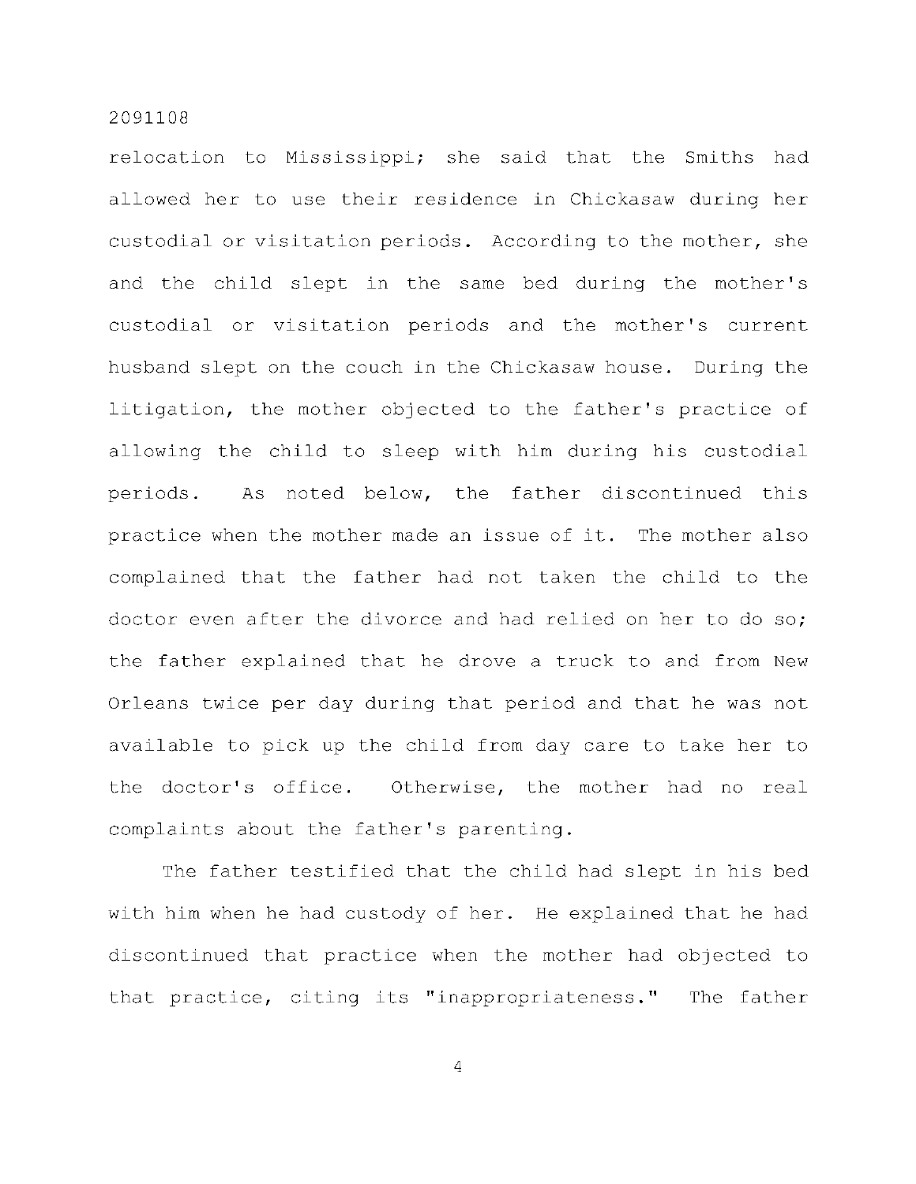relocation to Mississippi; she said that the Smiths had allowed her to use their residence in Chickasaw during her custodial or visitation periods. According to the mother, she and the child slept in the same bed during the mother's custodial or visitation periods and the mother's current husband slept on the couch in the Chickasaw house. During the litigation, the mother objected to the father's practice of allowing the child to sleep with him during his custodial periods. As noted below, the father discontinued this practice when the mother made an issue of it. The mother also complained that the father had not taken the child to the doctor even after the divorce and had relied on her to do so; the father explained that he drove a truck to and from New Orleans twice per day during that period and that he was not available to pick up the child from day care to take her to the doctor's office. Otherwise, the mother had no real complaints about the father's parenting.

The father testified that the child had slept in his bed with him when he had custody of her. He explained that he had discontinued that practice when the mother had objected to that practice, citing its "inappropriateness." The father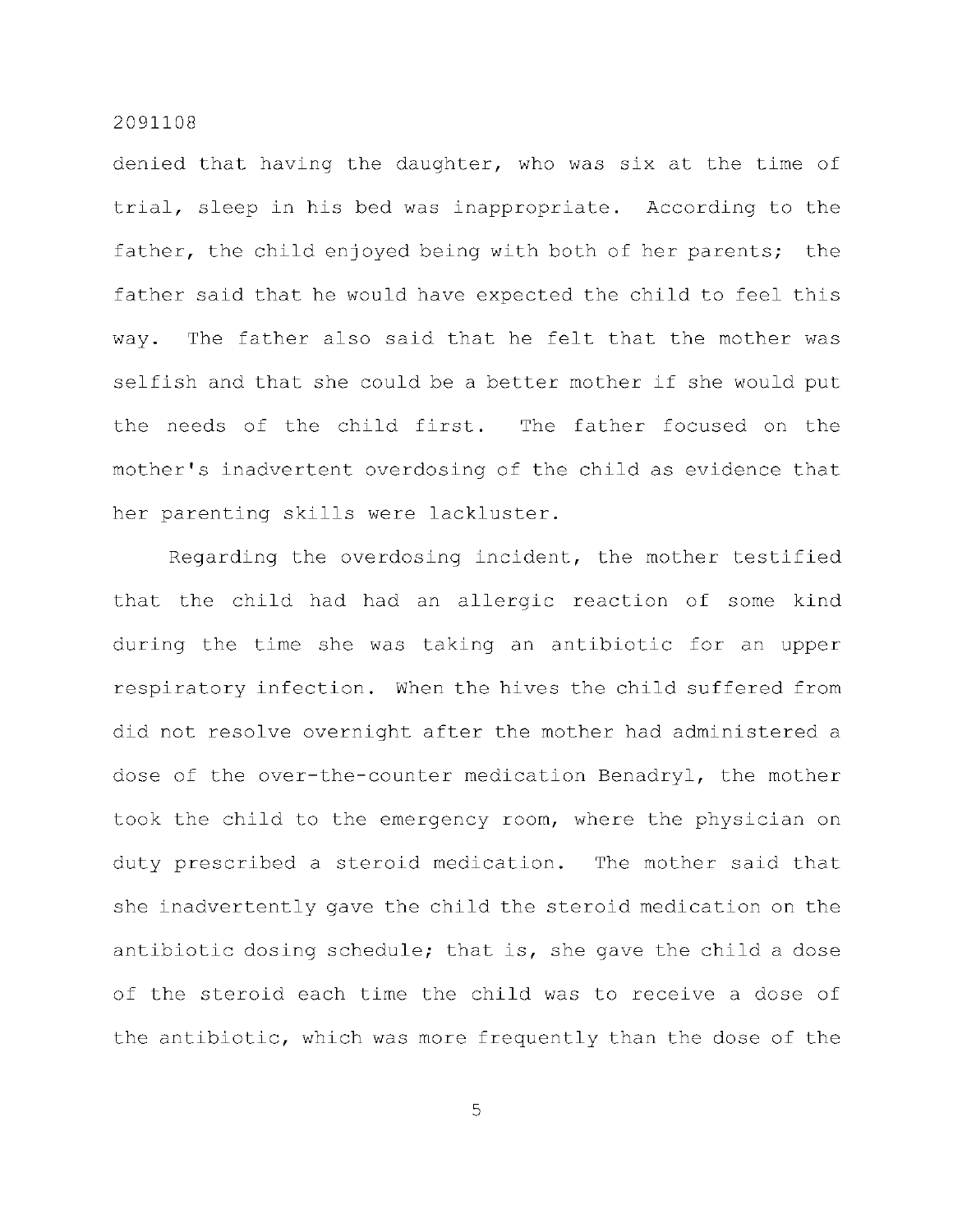denied that having the daughter, who was six at the time of trial, sleep in his bed was inappropriate. According to the father, the child enjoyed being with both of her parents; the father said that he would have expected the child to feel this way. The father also said that he felt that the mother was selfish and that she could be a better mother if she would put the needs of the child first. The father focused on the mother's inadvertent overdosing of the child as evidence that her parenting skills were lackluster.

Regarding the overdosing incident, the mother testified that the child had had an allergic reaction of some kind during the time she was taking an antibiotic for an upper respiratory infection. When the hives the child suffered from did not resolve overnight after the mother had administered a dose of the over-the-counter medication Benadryl, the mother took the child to the emergency room, where the physician on duty prescribed a steroid medication. The mother said that she inadvertently gave the child the steroid medication on the antibiotic dosing schedule; that is, she gave the child a dose of the steroid each time the child was to receive a dose of the antibiotic, which was more frequently than the dose of the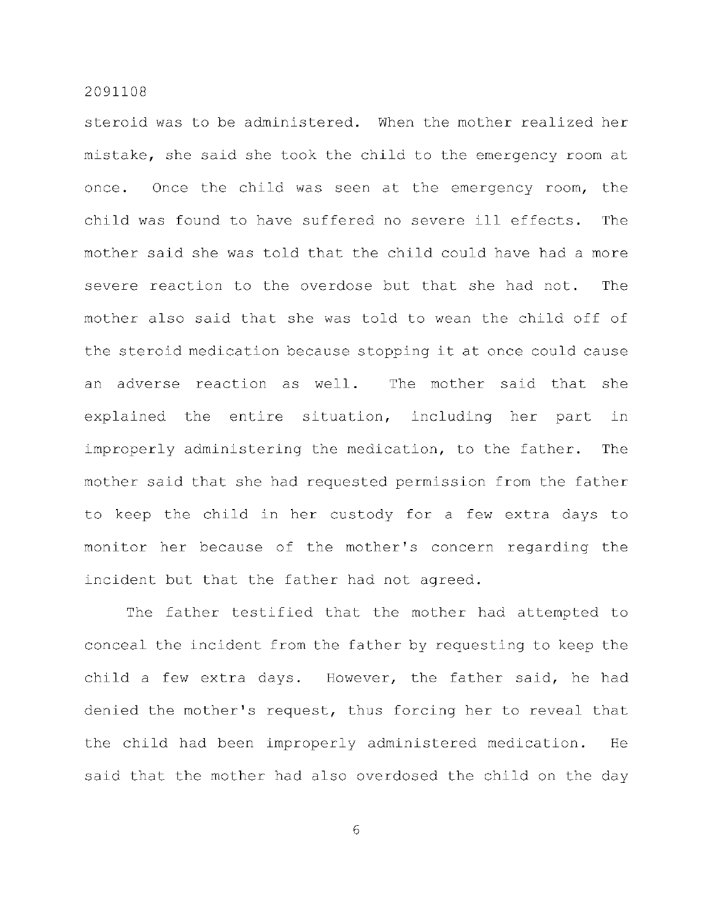steroid was to be administered. When the mother realized her mistake, she said she took the child to the emergency room at once. Once the child was seen at the emergency room, the child was found to have suffered no severe ill effects. The mother said she was told that the child could have had a more severe reaction to the overdose but that she had not. The mother also said that she was told to wean the child off of the steroid medication because stopping it at once could cause an adverse reaction as well. The mother said that she explained the entire situation, including her part in improperly administering the medication, to the father. The mother said that she had requested permission from the father to keep the child in her custody for a few extra days to monitor her because of the mother's concern regarding the incident but that the father had not agreed.

The father testified that the mother had attempted to conceal the incident from the father by requesting to keep the child a few extra days. However, the father said, he had denied the mother's request, thus forcing her to reveal that the child had been improperly administered medication. He said that the mother had also overdosed the child on the day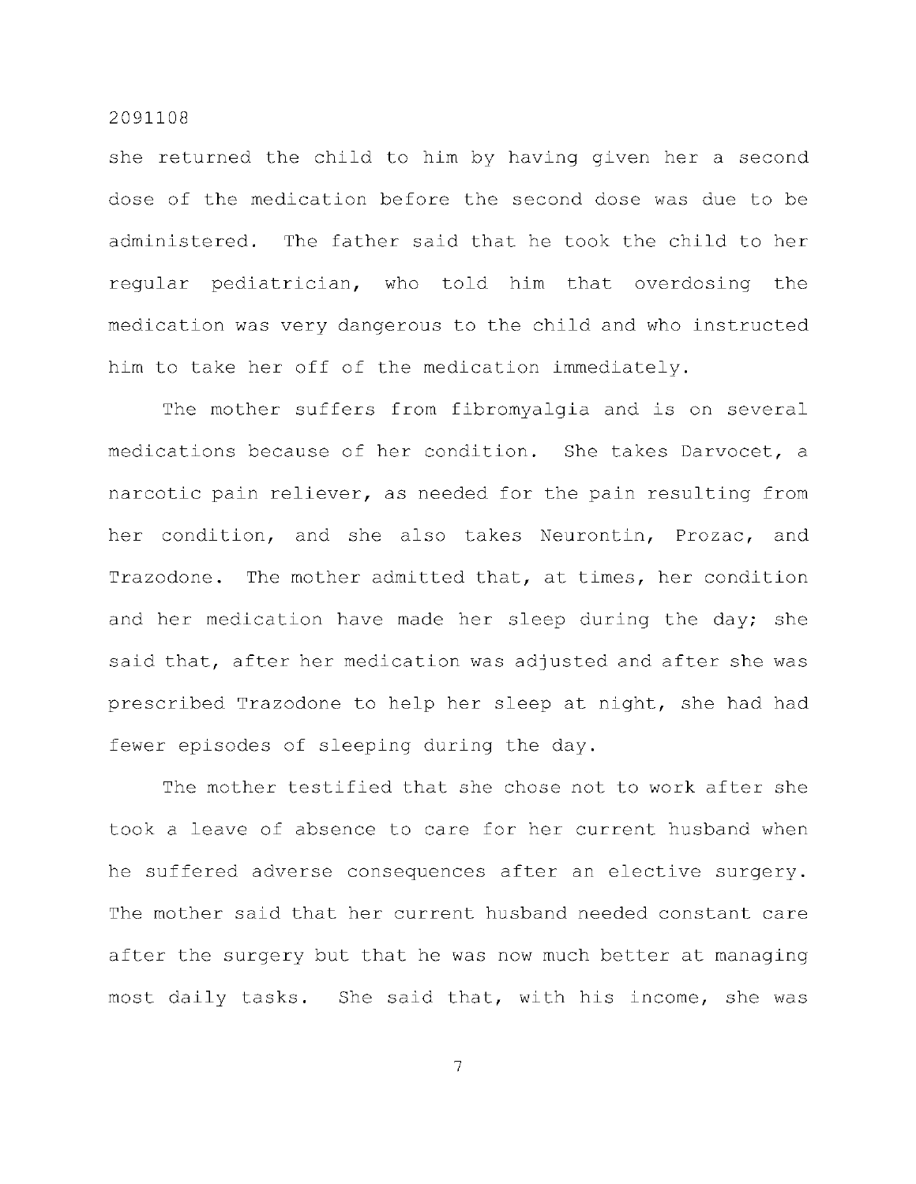she returned the child to him by having given her a second dose of the medication before the second dose was due to be administered. The father said that he took the child to her regular pediatrician, who told him that overdosing the medication was very dangerous to the child and who instructed him to take her off of the medication immediately.

The mother suffers from fibromyalgia and is on several medications because of her condition. She takes Darvocet, a narcotic pain reliever, as needed for the pain resulting from her condition, and she also takes Neurontin, Prozac, and Trazodone. The mother admitted that, at times, her condition and her medication have made her sleep during the day; she said that, after her medication was adjusted and after she was prescribed Trazodone to help her sleep at night, she had had fewer episodes of sleeping during the day.

The mother testified that she chose not to work after she took a leave of absence to care for her current husband when he suffered adverse consequences after an elective surgery. The mother said that her current husband needed constant care after the surgery but that he was now much better at managing most daily tasks. She said that, with his income, she was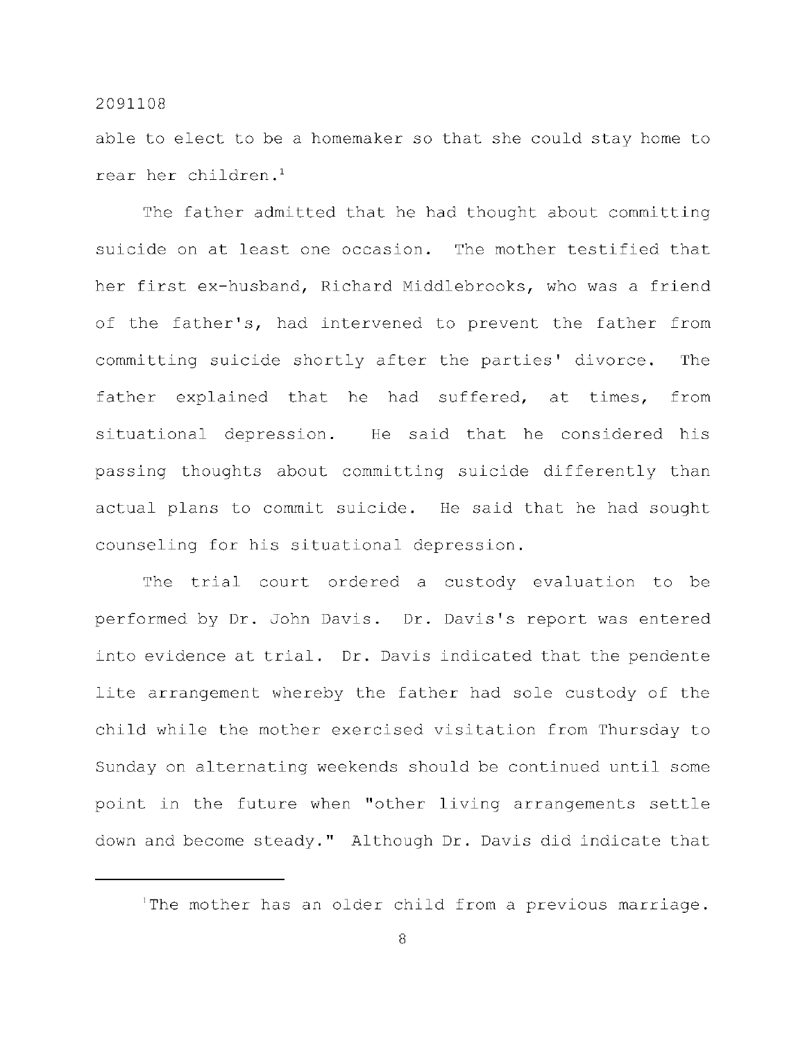able to elect to be a homemaker so that she could stay home to rear her children.[1]

The father admitted that he had thought about committing suicide on at least one occasion. The mother testified that her first ex-husband, Richard Middlebrooks, who was a friend of the father's, had intervened to prevent the father from committing suicide shortly after the parties' divorce. The father explained that he had suffered, at times, from situational depression. He said that he considered his passing thoughts about committing suicide differently than actual plans to commit suicide. He said that he had sought counseling for his situational depression.

The trial court ordered a custody evaluation to be performed by Dr. John Davis. Dr. Davis's report was entered into evidence at trial. Dr. Davis indicated that the pendente lite arrangement whereby the father had sole custody of the child while the mother exercised visitation from Thursday to Sunday on alternating weekends should be continued until some point in the future when "other living arrangements settle down and become steady." Although Dr. Davis did indicate that

---

[1]The mother has an older child from a previous marriage.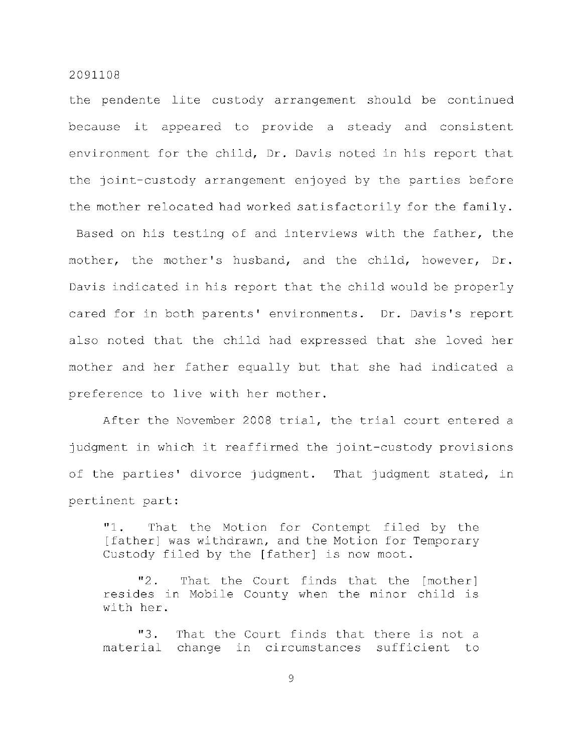the pendente lite custody arrangement should be continued because it appeared to provide a steady and consistent environment for the child, Dr. Davis noted in his report that the joint-custody arrangement enjoyed by the parties before the mother relocated had worked satisfactorily for the family. Based on his testing of and interviews with the father, the mother, the mother's husband, and the child, however, Dr. Davis indicated in his report that the child would be properly cared for in both parents' environments. Dr. Davis's report also noted that the child had expressed that she loved her mother and her father equally but that she had indicated a preference to live with her mother.

After the November 2008 trial, the trial court entered a judgment in which it reaffirmed the joint-custody provisions of the parties' divorce judgment. That judgment stated, in pertinent part:

> "1. That the Motion for Contempt filed by the [father] was withdrawn, and the Motion for Temporary Custody filed by the [father] is now moot.
>
> "2. That the Court finds that the [mother] resides in Mobile County when the minor child is with her.
>
> "3. That the Court finds that there is not a material change in circumstances sufficient to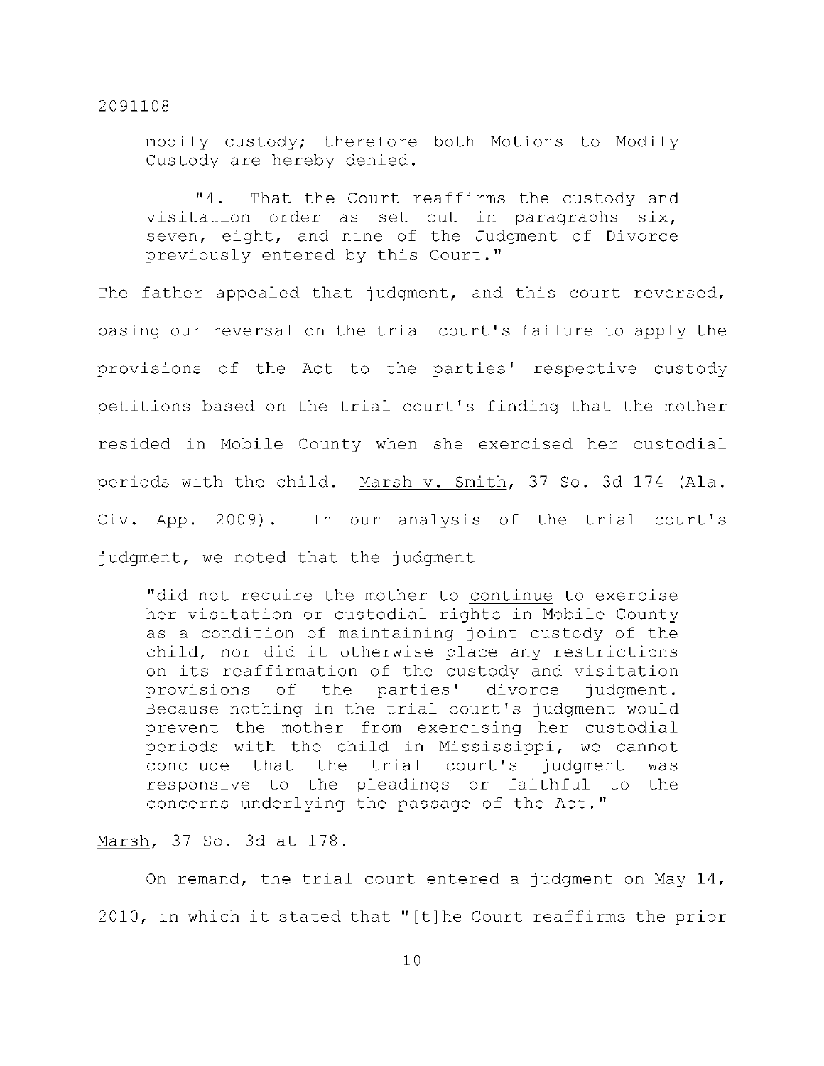> modify custody; therefore both Motions to Modify Custody are hereby denied.
>
> "4. That the Court reaffirms the custody and visitation order as set out in paragraphs six, seven, eight, and nine of the Judgment of Divorce previously entered by this Court."

The father appealed that judgment, and this court reversed, basing our reversal on the trial court's failure to apply the provisions of the Act to the parties' respective custody petitions based on the trial court's finding that the mother resided in Mobile County when she exercised her custodial periods with the child. Marsh v. Smith, 37 So. 3d 174 (Ala. Civ. App. 2009). In our analysis of the trial court's judgment, we noted that the judgment

> "did not require the mother to continue to exercise her visitation or custodial rights in Mobile County as a condition of maintaining joint custody of the child, nor did it otherwise place any restrictions on its reaffirmation of the custody and visitation provisions of the parties' divorce judgment. Because nothing in the trial court's judgment would prevent the mother from exercising her custodial periods with the child in Mississippi, we cannot conclude that the trial court's judgment was responsive to the pleadings or faithful to the concerns underlying the passage of the Act."

Marsh, 37 So. 3d at 178.

On remand, the trial court entered a judgment on May 14, 2010, in which it stated that "[t]he Court reaffirms the prior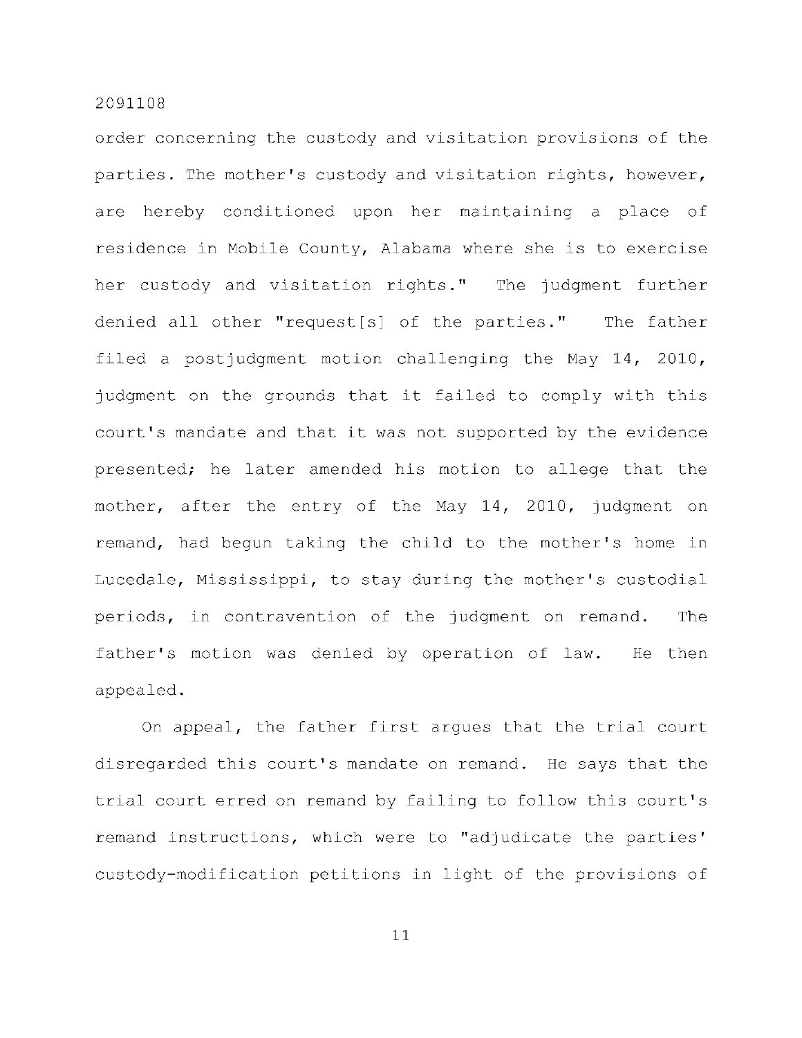order concerning the custody and visitation provisions of the parties. The mother's custody and visitation rights, however, are hereby conditioned upon her maintaining a place of residence in Mobile County, Alabama where she is to exercise her custody and visitation rights." The judgment further denied all other "request[s] of the parties." The father filed a postjudgment motion challenging the May 14, 2010, judgment on the grounds that it failed to comply with this court's mandate and that it was not supported by the evidence presented; he later amended his motion to allege that the mother, after the entry of the May 14, 2010, judgment on remand, had begun taking the child to the mother's home in Lucedale, Mississippi, to stay during the mother's custodial periods, in contravention of the judgment on remand. The father's motion was denied by operation of law. He then appealed.

On appeal, the father first argues that the trial court disregarded this court's mandate on remand. He says that the trial court erred on remand by failing to follow this court's remand instructions, which were to "adjudicate the parties' custody-modification petitions in light of the provisions of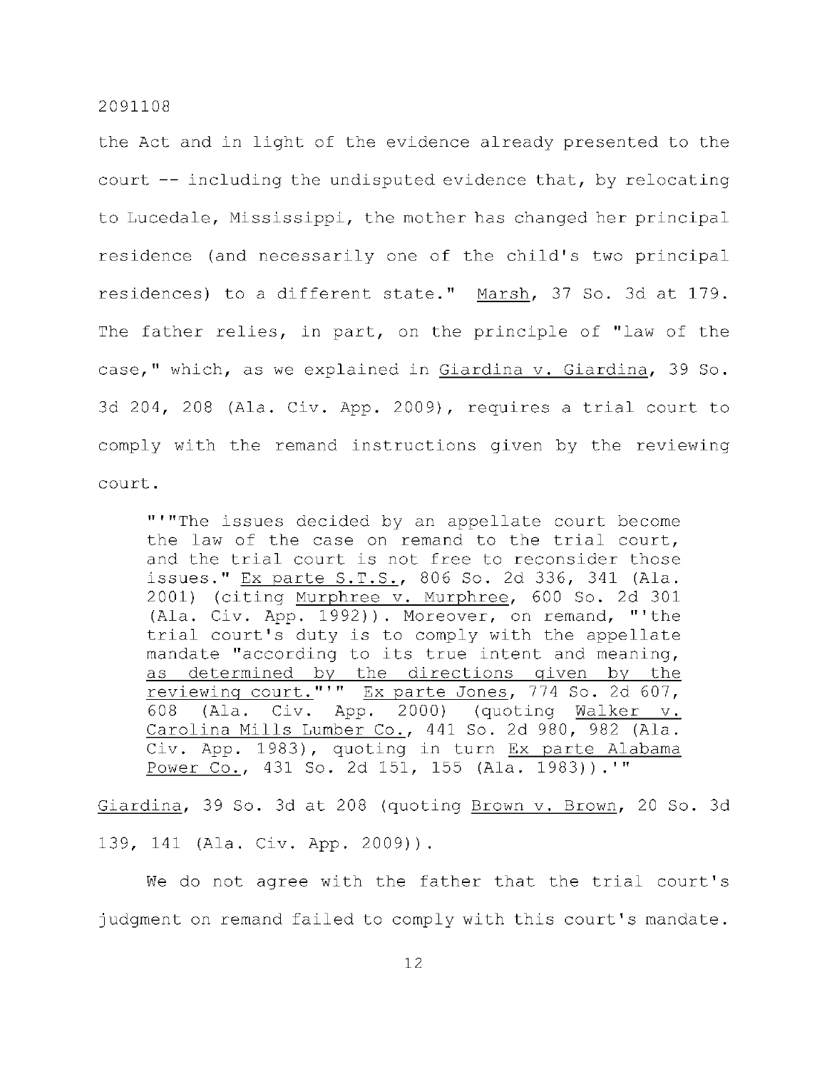the Act and in light of the evidence already presented to the court -- including the undisputed evidence that, by relocating to Lucedale, Mississippi, the mother has changed her principal residence (and necessarily one of the child's two principal residences) to a different state." Marsh, 37 So. 3d at 179. The father relies, in part, on the principle of "law of the case," which, as we explained in Giardina v. Giardina, 39 So. 3d 204, 208 (Ala. Civ. App. 2009), requires a trial court to comply with the remand instructions given by the reviewing court.

> "'"The issues decided by an appellate court become the law of the case on remand to the trial court, and the trial court is not free to reconsider those issues." Ex parte S.T.S., 806 So. 2d 336, 341 (Ala. 2001) (citing Murphree v. Murphree, 600 So. 2d 301 (Ala. Civ. App. 1992)). Moreover, on remand, "'the trial court's duty is to comply with the appellate mandate "according to its true intent and meaning, as determined by the directions given by the reviewing court."'" Ex parte Jones, 774 So. 2d 607, 608 (Ala. Civ. App. 2000) (quoting Walker v. Carolina Mills Lumber Co., 441 So. 2d 980, 982 (Ala. Civ. App. 1983), quoting in turn Ex parte Alabama Power Co., 431 So. 2d 151, 155 (Ala. 1983)).'"

Giardina, 39 So. 3d at 208 (quoting Brown v. Brown, 20 So. 3d 139, 141 (Ala. Civ. App. 2009)).

We do not agree with the father that the trial court's judgment on remand failed to comply with this court's mandate.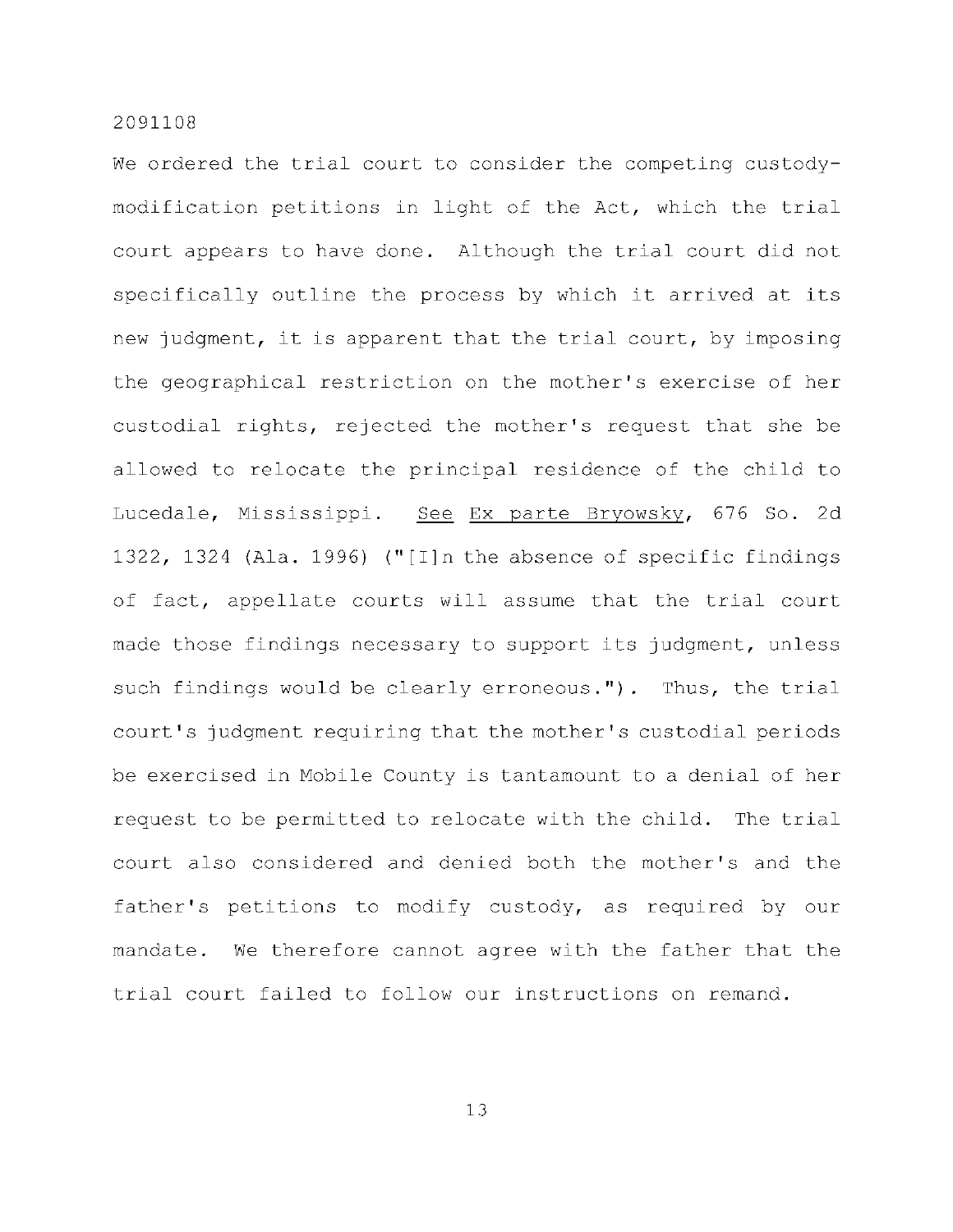We ordered the trial court to consider the competing custody-modification petitions in light of the Act, which the trial court appears to have done. Although the trial court did not specifically outline the process by which it arrived at its new judgment, it is apparent that the trial court, by imposing the geographical restriction on the mother's exercise of her custodial rights, rejected the mother's request that she be allowed to relocate the principal residence of the child to Lucedale, Mississippi. See Ex parte Bryowsky, 676 So. 2d 1322, 1324 (Ala. 1996) ("[I]n the absence of specific findings of fact, appellate courts will assume that the trial court made those findings necessary to support its judgment, unless such findings would be clearly erroneous."). Thus, the trial court's judgment requiring that the mother's custodial periods be exercised in Mobile County is tantamount to a denial of her request to be permitted to relocate with the child. The trial court also considered and denied both the mother's and the father's petitions to modify custody, as required by our mandate. We therefore cannot agree with the father that the trial court failed to follow our instructions on remand.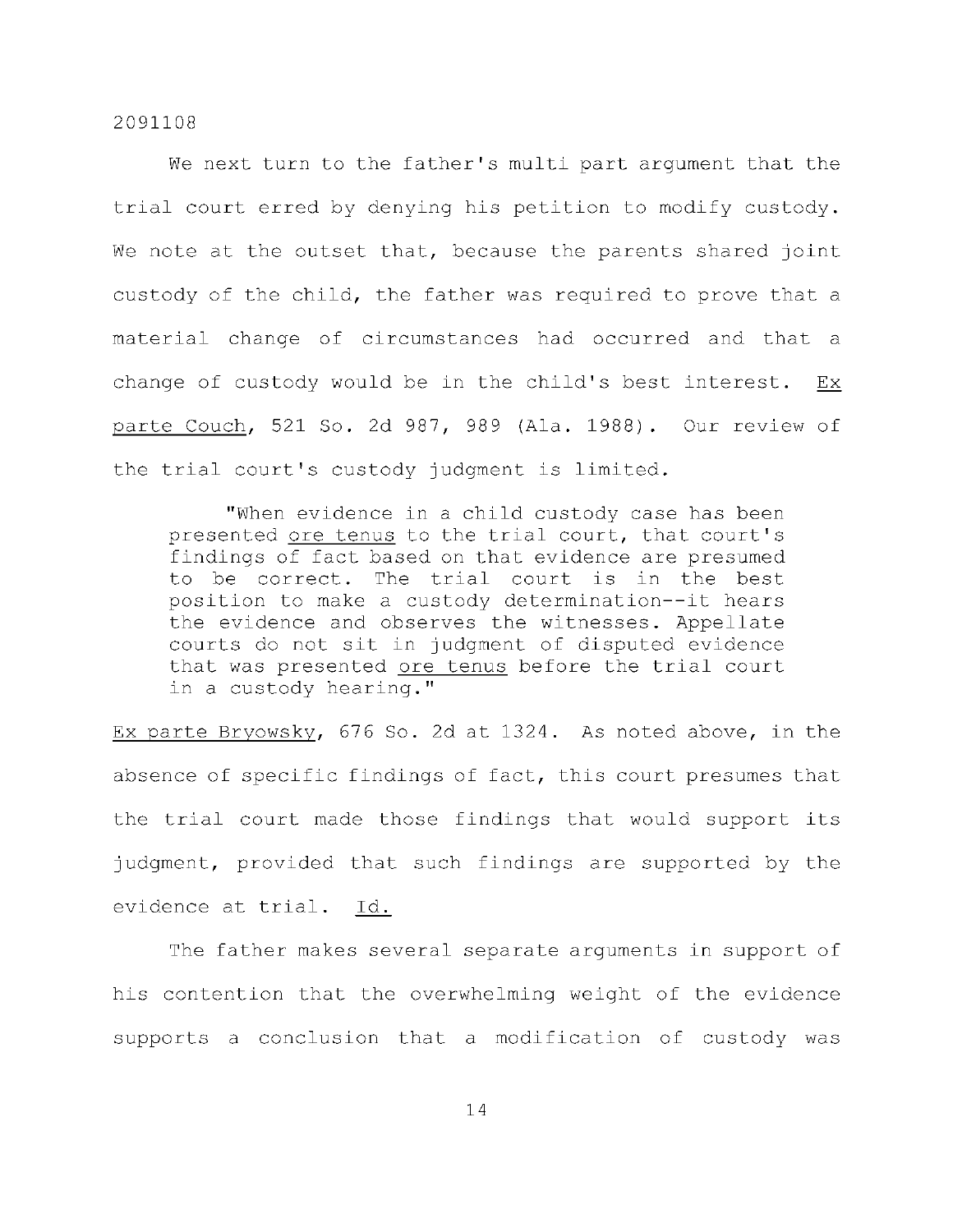We next turn to the father's multi part argument that the trial court erred by denying his petition to modify custody. We note at the outset that, because the parents shared joint custody of the child, the father was required to prove that a material change of circumstances had occurred and that a change of custody would be in the child's best interest. _Ex parte Couch_, 521 So. 2d 987, 989 (Ala. 1988). Our review of the trial court's custody judgment is limited.

> "When evidence in a child custody case has been presented _ore tenus_ to the trial court, that court's findings of fact based on that evidence are presumed to be correct. The trial court is in the best position to make a custody determination--it hears the evidence and observes the witnesses. Appellate courts do not sit in judgment of disputed evidence that was presented _ore tenus_ before the trial court in a custody hearing."

_Ex parte Bryowsky_, 676 So. 2d at 1324. As noted above, in the absence of specific findings of fact, this court presumes that the trial court made those findings that would support its judgment, provided that such findings are supported by the evidence at trial. _Id._

The father makes several separate arguments in support of his contention that the overwhelming weight of the evidence supports a conclusion that a modification of custody was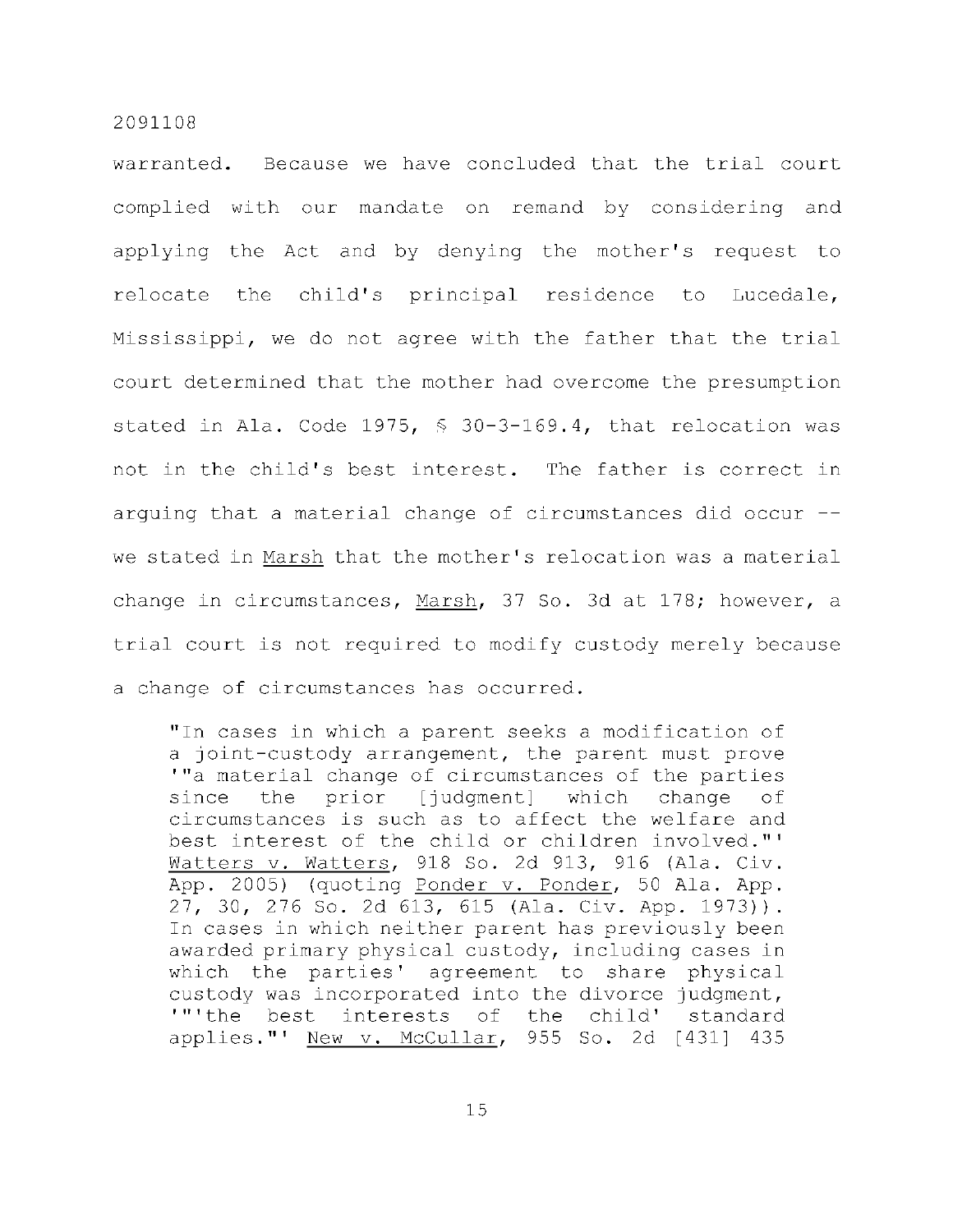warranted. Because we have concluded that the trial court complied with our mandate on remand by considering and applying the Act and by denying the mother's request to relocate the child's principal residence to Lucedale, Mississippi, we do not agree with the father that the trial court determined that the mother had overcome the presumption stated in Ala. Code 1975, § 30-3-169.4, that relocation was not in the child's best interest. The father is correct in arguing that a material change of circumstances did occur -- we stated in Marsh that the mother's relocation was a material change in circumstances, Marsh, 37 So. 3d at 178; however, a trial court is not required to modify custody merely because a change of circumstances has occurred.

> "In cases in which a parent seeks a modification of a joint-custody arrangement, the parent must prove '"a material change of circumstances of the parties since the prior [judgment] which change of circumstances is such as to affect the welfare and best interest of the child or children involved."' Watters v. Watters, 918 So. 2d 913, 916 (Ala. Civ. App. 2005) (quoting Ponder v. Ponder, 50 Ala. App. 27, 30, 276 So. 2d 613, 615 (Ala. Civ. App. 1973)). In cases in which neither parent has previously been awarded primary physical custody, including cases in which the parties' agreement to share physical custody was incorporated into the divorce judgment, '"'the best interests of the child' standard applies."' New v. McCullar, 955 So. 2d [431] 435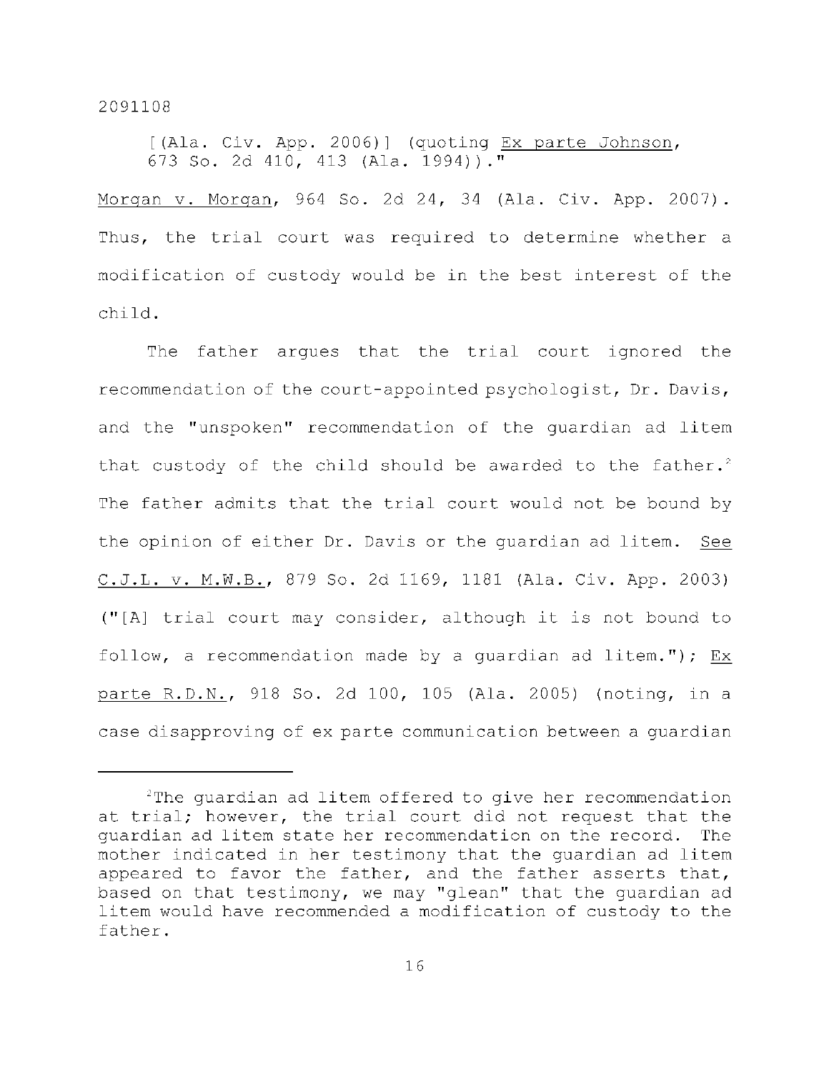[(Ala. Civ. App. 2006)] (quoting Ex parte Johnson, 673 So. 2d 410, 413 (Ala. 1994))."

Morgan v. Morgan, 964 So. 2d 24, 34 (Ala. Civ. App. 2007). Thus, the trial court was required to determine whether a modification of custody would be in the best interest of the child.

The father argues that the trial court ignored the recommendation of the court-appointed psychologist, Dr. Davis, and the "unspoken" recommendation of the guardian ad litem that custody of the child should be awarded to the father.[2] The father admits that the trial court would not be bound by the opinion of either Dr. Davis or the guardian ad litem. See C.J.L. v. M.W.B., 879 So. 2d 1169, 1181 (Ala. Civ. App. 2003) ("[A] trial court may consider, although it is not bound to follow, a recommendation made by a guardian ad litem."); Ex parte R.D.N., 918 So. 2d 100, 105 (Ala. 2005) (noting, in a case disapproving of ex parte communication between a guardian

---

[2]The guardian ad litem offered to give her recommendation at trial; however, the trial court did not request that the guardian ad litem state her recommendation on the record. The mother indicated in her testimony that the guardian ad litem appeared to favor the father, and the father asserts that, based on that testimony, we may "glean" that the guardian ad litem would have recommended a modification of custody to the father.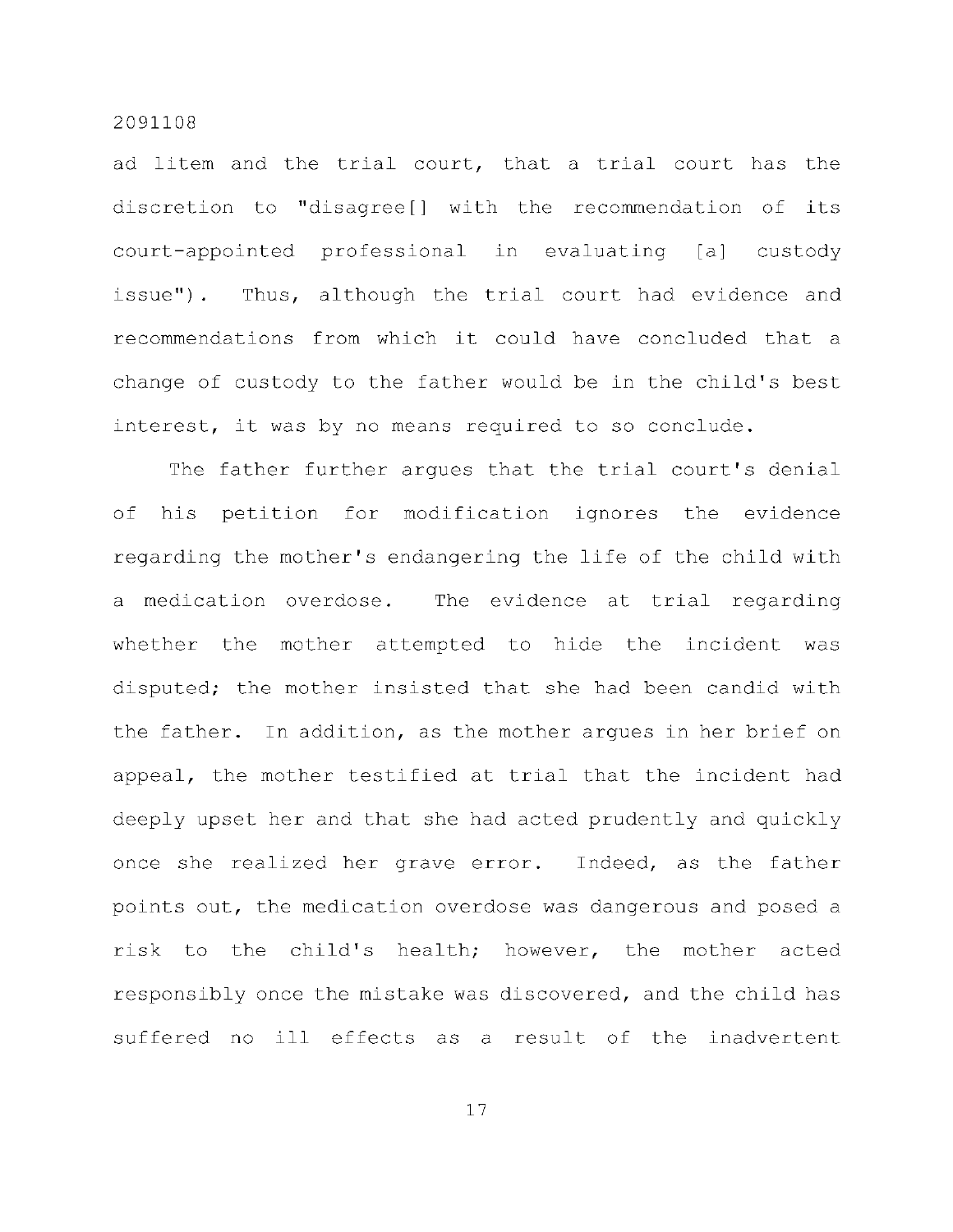ad litem and the trial court, that a trial court has the discretion to "disagree[] with the recommendation of its court-appointed professional in evaluating [a] custody issue"). Thus, although the trial court had evidence and recommendations from which it could have concluded that a change of custody to the father would be in the child's best interest, it was by no means required to so conclude.

The father further argues that the trial court's denial of his petition for modification ignores the evidence regarding the mother's endangering the life of the child with a medication overdose. The evidence at trial regarding whether the mother attempted to hide the incident was disputed; the mother insisted that she had been candid with the father. In addition, as the mother argues in her brief on appeal, the mother testified at trial that the incident had deeply upset her and that she had acted prudently and quickly once she realized her grave error. Indeed, as the father points out, the medication overdose was dangerous and posed a risk to the child's health; however, the mother acted responsibly once the mistake was discovered, and the child has suffered no ill effects as a result of the inadvertent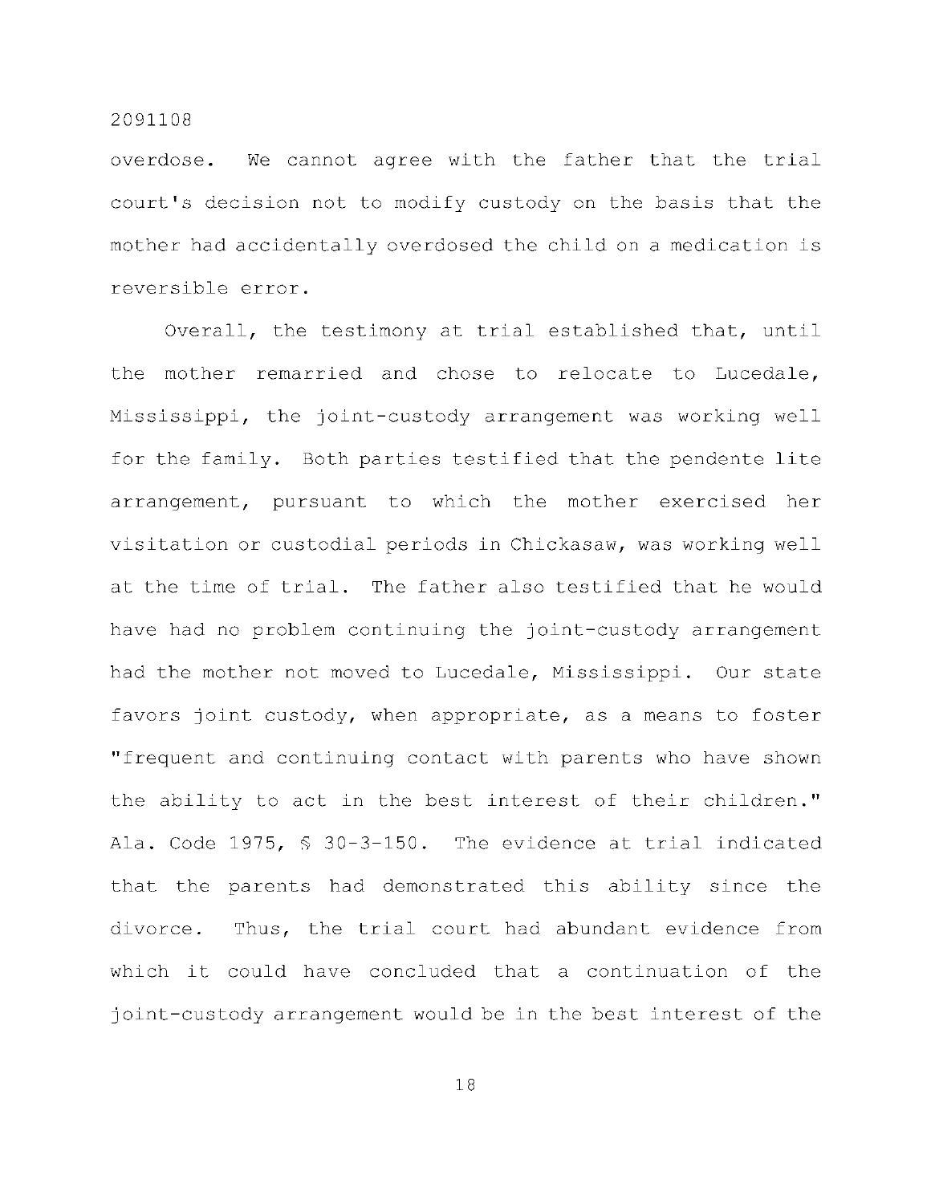overdose. We cannot agree with the father that the trial court's decision not to modify custody on the basis that the mother had accidentally overdosed the child on a medication is reversible error.

Overall, the testimony at trial established that, until the mother remarried and chose to relocate to Lucedale, Mississippi, the joint-custody arrangement was working well for the family. Both parties testified that the pendente lite arrangement, pursuant to which the mother exercised her visitation or custodial periods in Chickasaw, was working well at the time of trial. The father also testified that he would have had no problem continuing the joint-custody arrangement had the mother not moved to Lucedale, Mississippi. Our state favors joint custody, when appropriate, as a means to foster "frequent and continuing contact with parents who have shown the ability to act in the best interest of their children." Ala. Code 1975, § 30-3-150. The evidence at trial indicated that the parents had demonstrated this ability since the divorce. Thus, the trial court had abundant evidence from which it could have concluded that a continuation of the joint-custody arrangement would be in the best interest of the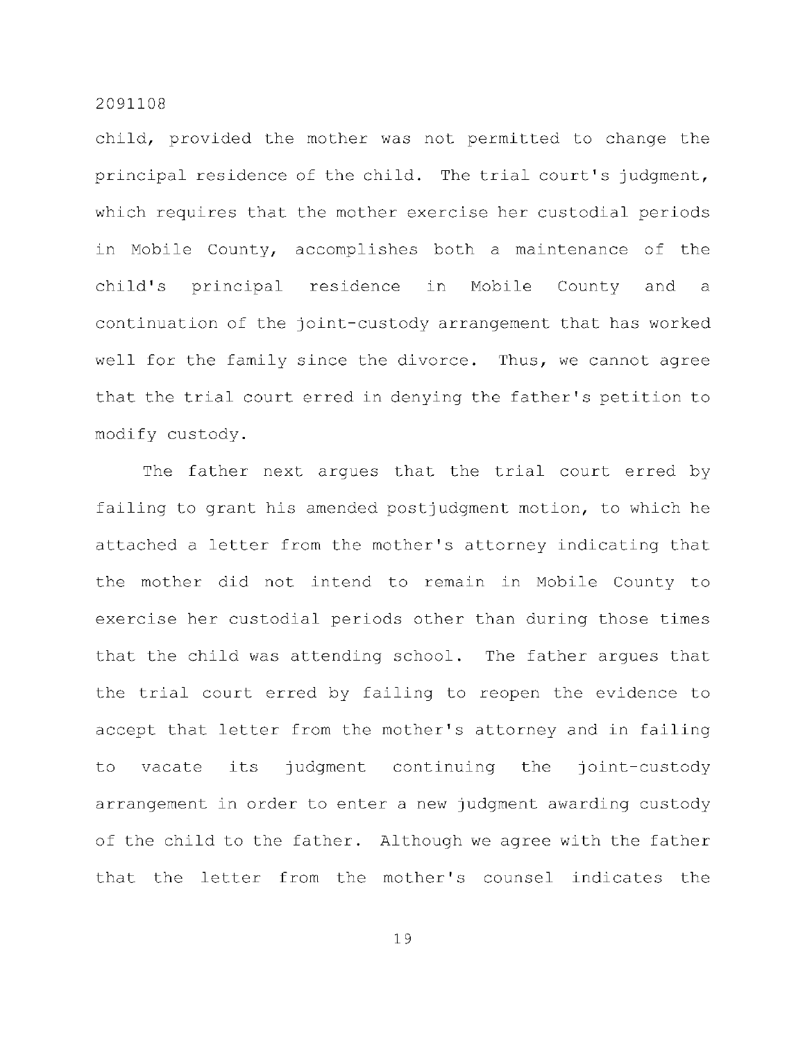child, provided the mother was not permitted to change the principal residence of the child. The trial court's judgment, which requires that the mother exercise her custodial periods in Mobile County, accomplishes both a maintenance of the child's principal residence in Mobile County and a continuation of the joint-custody arrangement that has worked well for the family since the divorce. Thus, we cannot agree that the trial court erred in denying the father's petition to modify custody.

The father next argues that the trial court erred by failing to grant his amended postjudgment motion, to which he attached a letter from the mother's attorney indicating that the mother did not intend to remain in Mobile County to exercise her custodial periods other than during those times that the child was attending school. The father argues that the trial court erred by failing to reopen the evidence to accept that letter from the mother's attorney and in failing to vacate its judgment continuing the joint-custody arrangement in order to enter a new judgment awarding custody of the child to the father. Although we agree with the father that the letter from the mother's counsel indicates the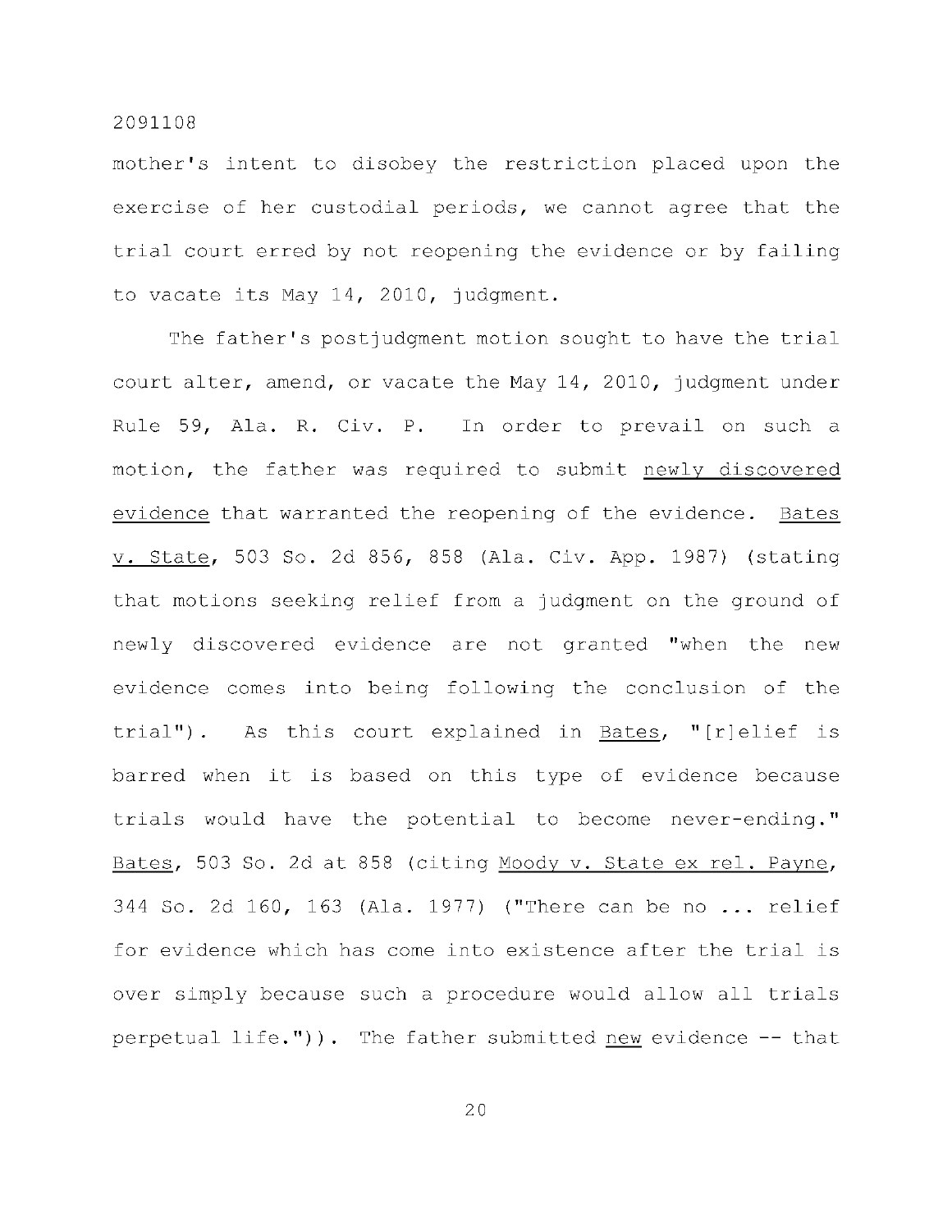mother's intent to disobey the restriction placed upon the exercise of her custodial periods, we cannot agree that the trial court erred by not reopening the evidence or by failing to vacate its May 14, 2010, judgment.

The father's postjudgment motion sought to have the trial court alter, amend, or vacate the May 14, 2010, judgment under Rule 59, Ala. R. Civ. P. In order to prevail on such a motion, the father was required to submit newly discovered evidence that warranted the reopening of the evidence. Bates v. State, 503 So. 2d 856, 858 (Ala. Civ. App. 1987) (stating that motions seeking relief from a judgment on the ground of newly discovered evidence are not granted "when the new evidence comes into being following the conclusion of the trial"). As this court explained in Bates, "[r]elief is barred when it is based on this type of evidence because trials would have the potential to become never-ending." Bates, 503 So. 2d at 858 (citing Moody v. State ex rel. Payne, 344 So. 2d 160, 163 (Ala. 1977) ("There can be no ... relief for evidence which has come into existence after the trial is over simply because such a procedure would allow all trials perpetual life.")). The father submitted new evidence -- that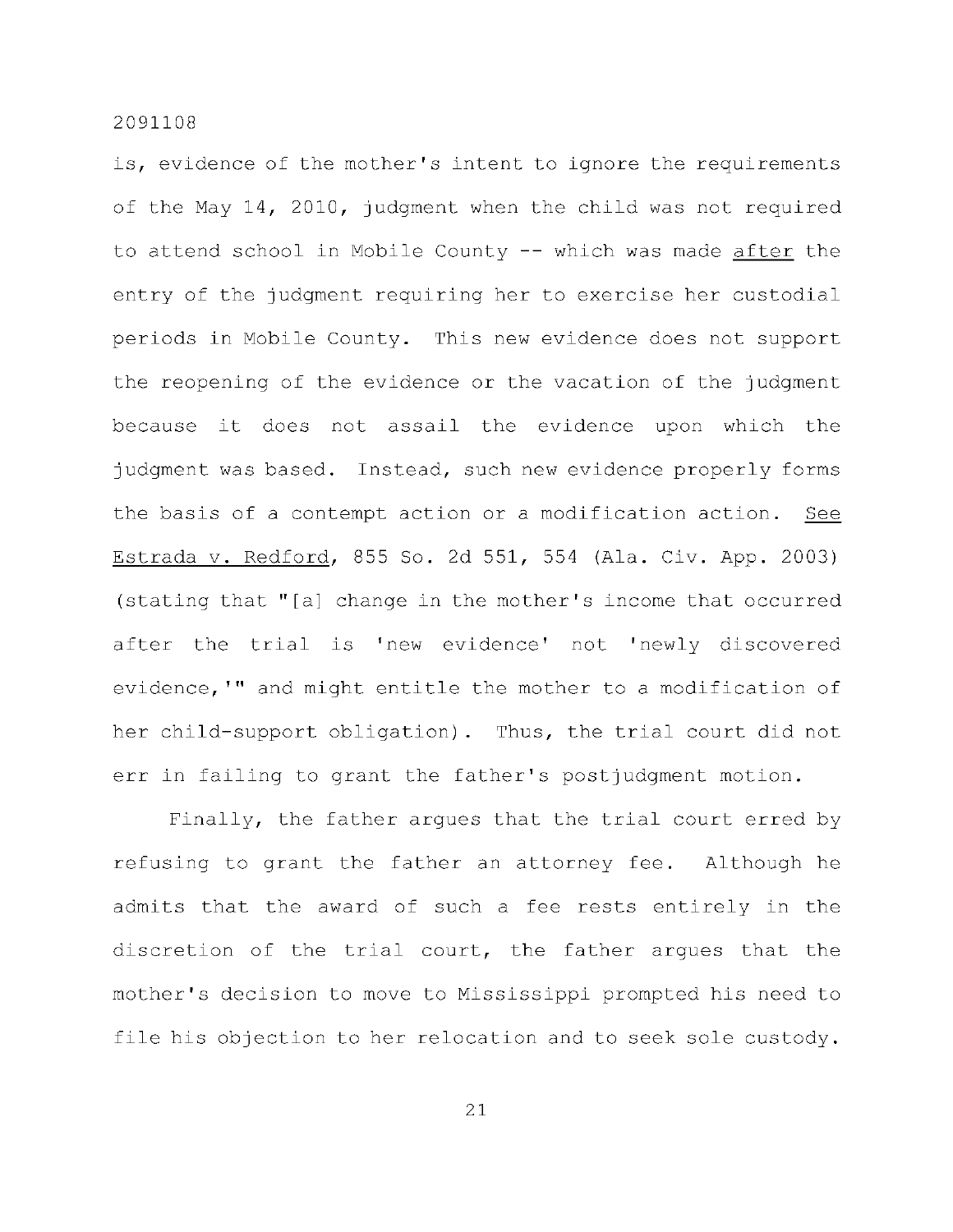is, evidence of the mother's intent to ignore the requirements of the May 14, 2010, judgment when the child was not required to attend school in Mobile County -- which was made _after_ the entry of the judgment requiring her to exercise her custodial periods in Mobile County. This new evidence does not support the reopening of the evidence or the vacation of the judgment because it does not assail the evidence upon which the judgment was based. Instead, such new evidence properly forms the basis of a contempt action or a modification action. _See_ _Estrada v. Redford_, 855 So. 2d 551, 554 (Ala. Civ. App. 2003) (stating that "[a] change in the mother's income that occurred after the trial is 'new evidence' not 'newly discovered evidence,'" and might entitle the mother to a modification of her child-support obligation). Thus, the trial court did not err in failing to grant the father's postjudgment motion.

Finally, the father argues that the trial court erred by refusing to grant the father an attorney fee. Although he admits that the award of such a fee rests entirely in the discretion of the trial court, the father argues that the mother's decision to move to Mississippi prompted his need to file his objection to her relocation and to seek sole custody.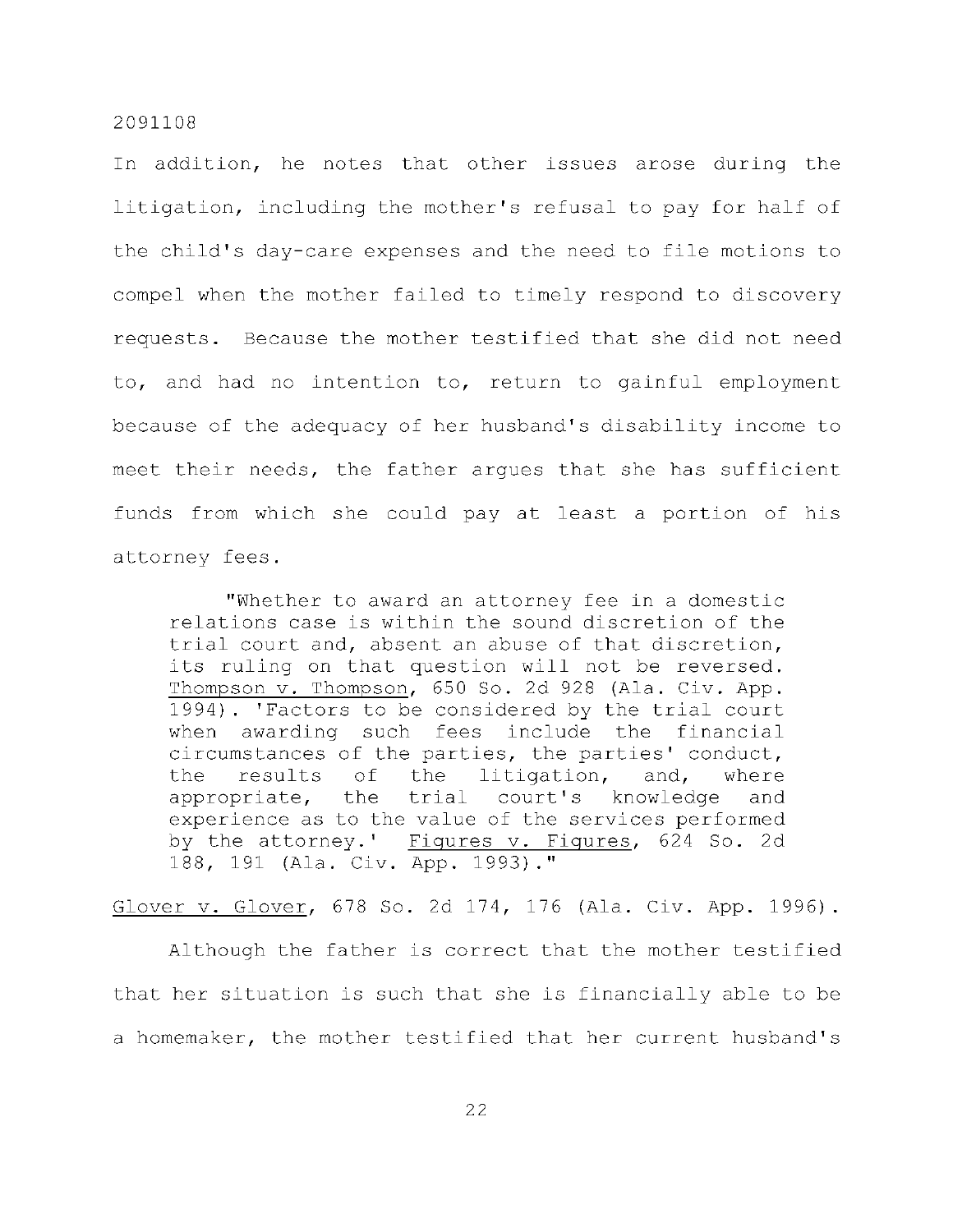In addition, he notes that other issues arose during the litigation, including the mother's refusal to pay for half of the child's day-care expenses and the need to file motions to compel when the mother failed to timely respond to discovery requests. Because the mother testified that she did not need to, and had no intention to, return to gainful employment because of the adequacy of her husband's disability income to meet their needs, the father argues that she has sufficient funds from which she could pay at least a portion of his attorney fees.

> "Whether to award an attorney fee in a domestic relations case is within the sound discretion of the trial court and, absent an abuse of that discretion, its ruling on that question will not be reversed. Thompson v. Thompson, 650 So. 2d 928 (Ala. Civ. App. 1994). 'Factors to be considered by the trial court when awarding such fees include the financial circumstances of the parties, the parties' conduct, the results of the litigation, and, where appropriate, the trial court's knowledge and experience as to the value of the services performed by the attorney.' Figures v. Figures, 624 So. 2d 188, 191 (Ala. Civ. App. 1993)."

Glover v. Glover, 678 So. 2d 174, 176 (Ala. Civ. App. 1996).

Although the father is correct that the mother testified that her situation is such that she is financially able to be a homemaker, the mother testified that her current husband's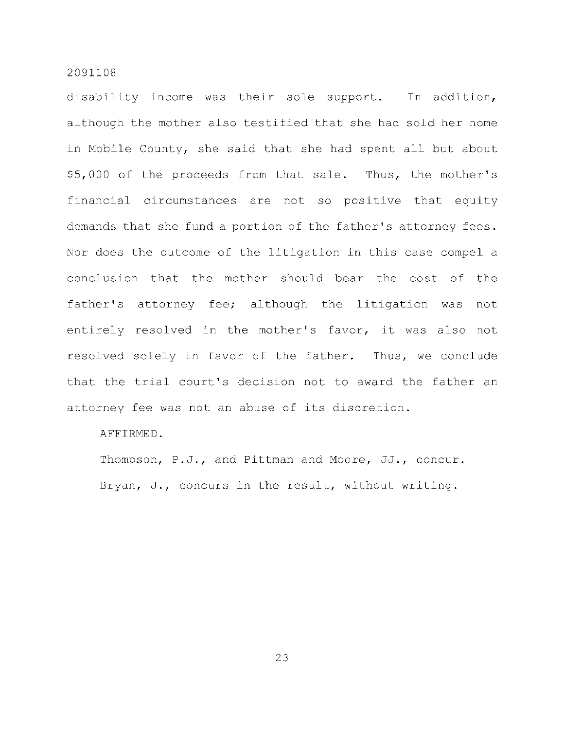disability income was their sole support. In addition, although the mother also testified that she had sold her home in Mobile County, she said that she had spent all but about $5,000 of the proceeds from that sale. Thus, the mother's financial circumstances are not so positive that equity demands that she fund a portion of the father's attorney fees. Nor does the outcome of the litigation in this case compel a conclusion that the mother should bear the cost of the father's attorney fee; although the litigation was not entirely resolved in the mother's favor, it was also not resolved solely in favor of the father. Thus, we conclude that the trial court's decision not to award the father an attorney fee was not an abuse of its discretion.

AFFIRMED.

Thompson, P.J., and Pittman and Moore, JJ., concur.

Bryan, J., concurs in the result, without writing.